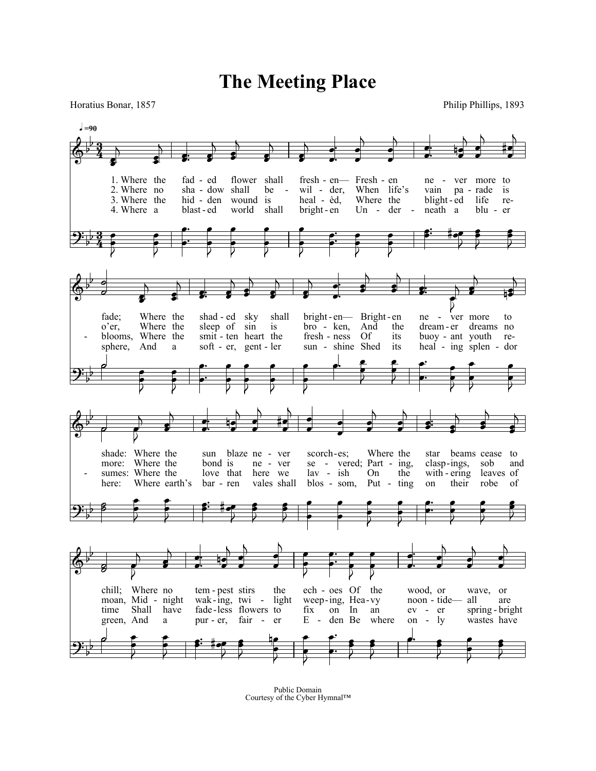# The Meeting Place

Horatius Bonar, 1857

Philip Phillips, 1893

♩=90

1. Where the faded flower shall freshen— Freshen never more to fade; Where the shaded sky shall brighten— Brighten never more to shade: Where the sunblaze never scorches; Where the starbeams cease to chill; Where no tempest stirs the echoes Of the wood, or wave, or

2. Where no shadow shall bewilder, When life's vain parade is o'er, Where the sleep of sin is broken, And the dreamer dreams no more: Where the bond is never severed; Partings, claspings, sob and moan, Midnight waking, twilight weeping, Heavy noontide— all are

3. Where the hidden wound is healèd, Where the blighted life reblooms, Where the smitten heart the freshness Of its buoyant youth resumes: Where the love that here we lavish On the withering leaves of time Shall have fadeless flowers to fix on In an ever springbright

4. Where a blasted world shall brighten Underneath a bluer sphere, And a softer, gentler sunshine Shed its healing splendor here: Where earth's barren vales shall blossom, Putting on their robe of green, And a purer, fairer Eden Be where only wastes have

Public Domain
Courtesy of the Cyber Hymnal™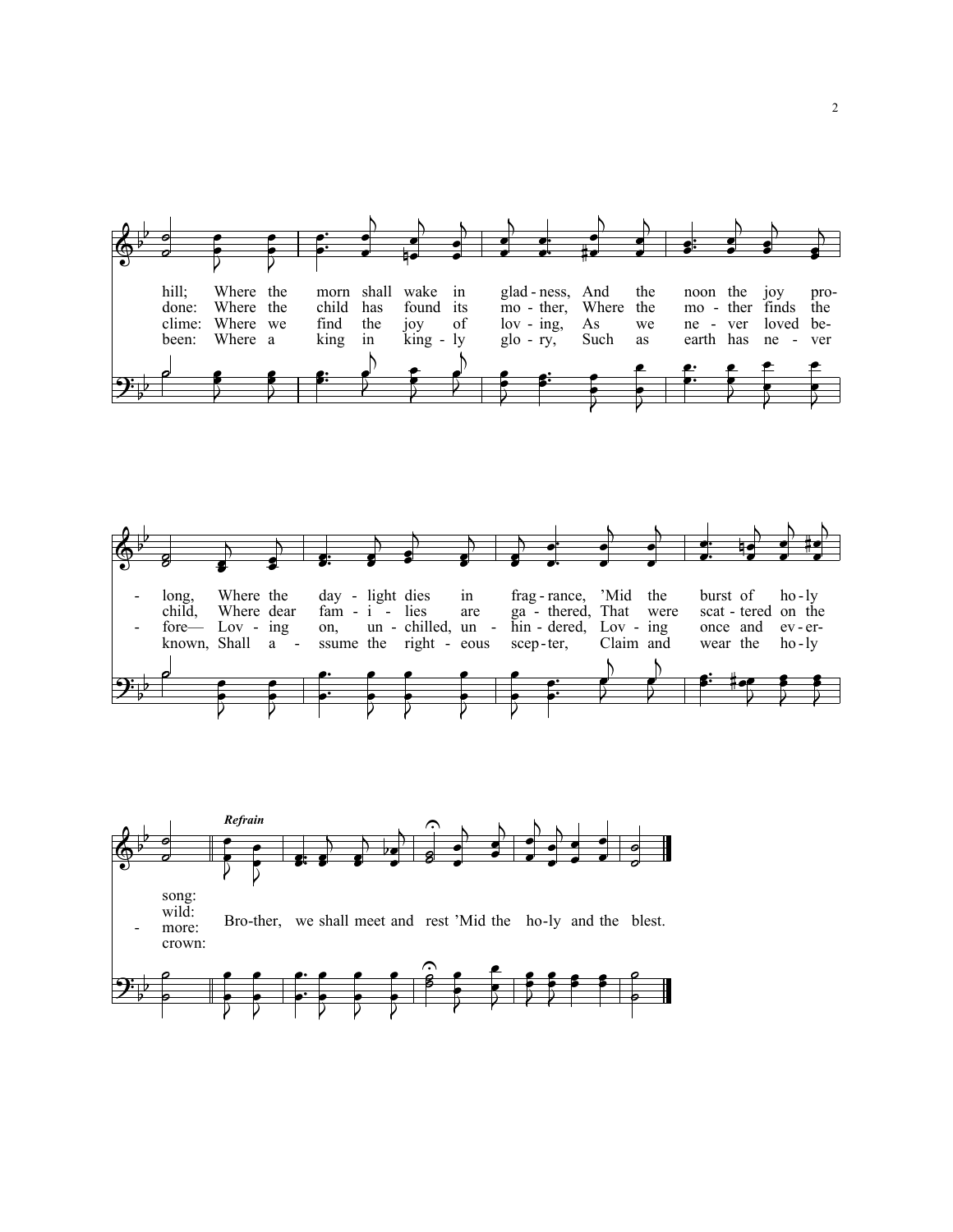hill; Where the morn shall wake in glad-ness, And the noon the joy pro-long, Where the day-light dies in frag-rance, 'Mid the burst of ho-ly song:

done: Where the child has found its mo-ther, Where the mo-ther finds the child, Where dear fam-i-lies are ga-thered, That were scat-tered on the wild:

clime: Where we find the joy of lov-ing, As we ne-ver loved be-fore— Lov-ing on, un-chilled, un-hin-dered, Lov-ing once and ev-er-more:

been: Where a king in king-ly glo-ry, Such as earth has ne-ver known, Shall a-ssume the right-eous scep-ter, Claim and wear the ho-ly crown:

*Refrain*

Bro-ther, we shall meet and rest 'Mid the ho-ly and the blest.